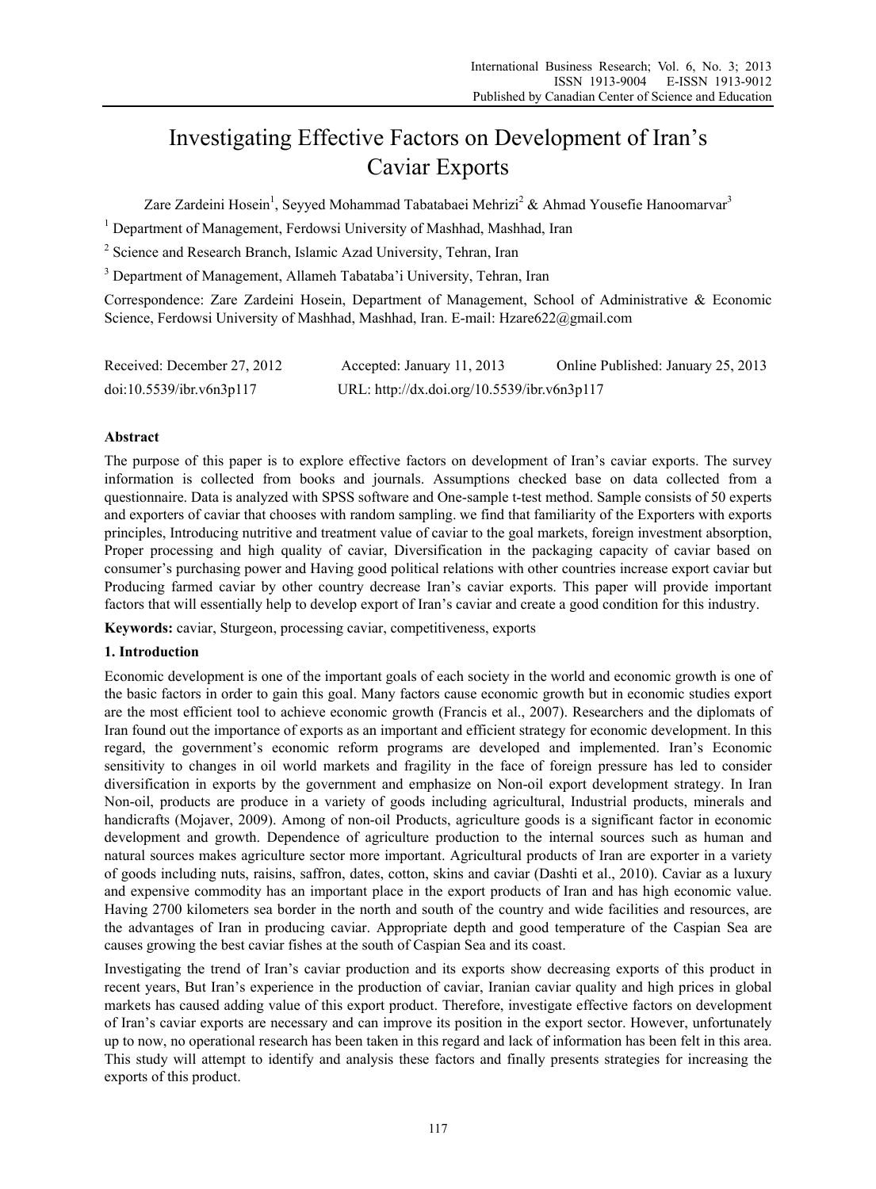# Investigating Effective Factors on Development of Iran's Caviar Exports

Zare Zardeini Hosein[1], Seyyed Mohammad Tabatabaei Mehrizi[2] & Ahmad Yousefie Hanoomarvar[3]

[1] Department of Management, Ferdowsi University of Mashhad, Mashhad, Iran

[2] Science and Research Branch, Islamic Azad University, Tehran, Iran

[3] Department of Management, Allameh Tabataba'i University, Tehran, Iran

Correspondence: Zare Zardeini Hosein, Department of Management, School of Administrative & Economic Science, Ferdowsi University of Mashhad, Mashhad, Iran. E-mail: Hzare622@gmail.com

Received: December 27, 2012 Accepted: January 11, 2013 Online Published: January 25, 2013

doi:10.5539/ibr.v6n3p117 URL: http://dx.doi.org/10.5539/ibr.v6n3p117

## Abstract

The purpose of this paper is to explore effective factors on development of Iran's caviar exports. The survey information is collected from books and journals. Assumptions checked base on data collected from a questionnaire. Data is analyzed with SPSS software and One-sample t-test method. Sample consists of 50 experts and exporters of caviar that chooses with random sampling. we find that familiarity of the Exporters with exports principles, Introducing nutritive and treatment value of caviar to the goal markets, foreign investment absorption, Proper processing and high quality of caviar, Diversification in the packaging capacity of caviar based on consumer's purchasing power and Having good political relations with other countries increase export caviar but Producing farmed caviar by other country decrease Iran's caviar exports. This paper will provide important factors that will essentially help to develop export of Iran's caviar and create a good condition for this industry.

**Keywords:** caviar, Sturgeon, processing caviar, competitiveness, exports

## 1. Introduction

Economic development is one of the important goals of each society in the world and economic growth is one of the basic factors in order to gain this goal. Many factors cause economic growth but in economic studies export are the most efficient tool to achieve economic growth (Francis et al., 2007). Researchers and the diplomats of Iran found out the importance of exports as an important and efficient strategy for economic development. In this regard, the government's economic reform programs are developed and implemented. Iran's Economic sensitivity to changes in oil world markets and fragility in the face of foreign pressure has led to consider diversification in exports by the government and emphasize on Non-oil export development strategy. In Iran Non-oil, products are produce in a variety of goods including agricultural, Industrial products, minerals and handicrafts (Mojaver, 2009). Among of non-oil Products, agriculture goods is a significant factor in economic development and growth. Dependence of agriculture production to the internal sources such as human and natural sources makes agriculture sector more important. Agricultural products of Iran are exporter in a variety of goods including nuts, raisins, saffron, dates, cotton, skins and caviar (Dashti et al., 2010). Caviar as a luxury and expensive commodity has an important place in the export products of Iran and has high economic value. Having 2700 kilometers sea border in the north and south of the country and wide facilities and resources, are the advantages of Iran in producing caviar. Appropriate depth and good temperature of the Caspian Sea are causes growing the best caviar fishes at the south of Caspian Sea and its coast.

Investigating the trend of Iran's caviar production and its exports show decreasing exports of this product in recent years, But Iran's experience in the production of caviar, Iranian caviar quality and high prices in global markets has caused adding value of this export product. Therefore, investigate effective factors on development of Iran's caviar exports are necessary and can improve its position in the export sector. However, unfortunately up to now, no operational research has been taken in this regard and lack of information has been felt in this area. This study will attempt to identify and analysis these factors and finally presents strategies for increasing the exports of this product.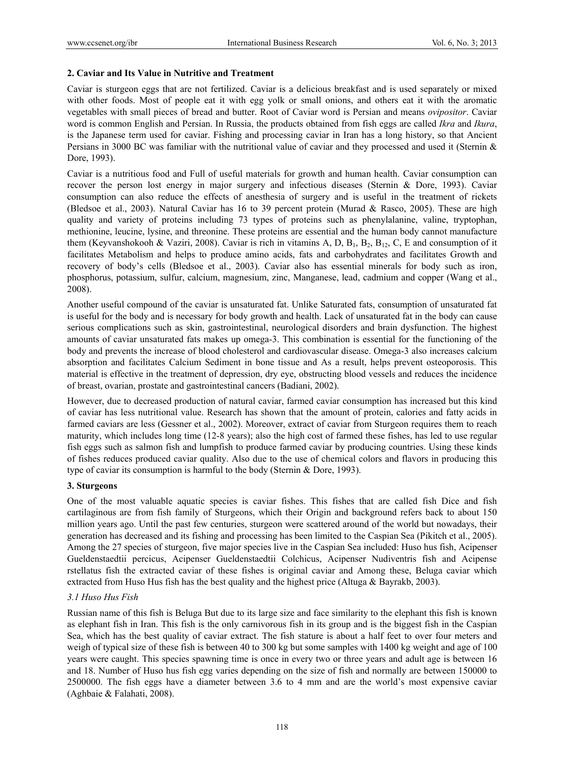## 2. Caviar and Its Value in Nutritive and Treatment

Caviar is sturgeon eggs that are not fertilized. Caviar is a delicious breakfast and is used separately or mixed with other foods. Most of people eat it with egg yolk or small onions, and others eat it with the aromatic vegetables with small pieces of bread and butter. Root of Caviar word is Persian and means *ovipositor*. Caviar word is common English and Persian. In Russia, the products obtained from fish eggs are called *Ikra* and *Ikura*, is the Japanese term used for caviar. Fishing and processing caviar in Iran has a long history, so that Ancient Persians in 3000 BC was familiar with the nutritional value of caviar and they processed and used it (Sternin & Dore, 1993).

Caviar is a nutritious food and Full of useful materials for growth and human health. Caviar consumption can recover the person lost energy in major surgery and infectious diseases (Sternin & Dore, 1993). Caviar consumption can also reduce the effects of anesthesia of surgery and is useful in the treatment of rickets (Bledsoe et al., 2003). Natural Caviar has 16 to 39 percent protein (Murad & Rasco, 2005). These are high quality and variety of proteins including 73 types of proteins such as phenylalanine, valine, tryptophan, methionine, leucine, lysine, and threonine. These proteins are essential and the human body cannot manufacture them (Keyvanshokooh & Vaziri, 2008). Caviar is rich in vitamins A, D, $B_1$, $B_2$, $B_{12}$, C, E and consumption of it facilitates Metabolism and helps to produce amino acids, fats and carbohydrates and facilitates Growth and recovery of body's cells (Bledsoe et al., 2003). Caviar also has essential minerals for body such as iron, phosphorus, potassium, sulfur, calcium, magnesium, zinc, Manganese, lead, cadmium and copper (Wang et al., 2008).

Another useful compound of the caviar is unsaturated fat. Unlike Saturated fats, consumption of unsaturated fat is useful for the body and is necessary for body growth and health. Lack of unsaturated fat in the body can cause serious complications such as skin, gastrointestinal, neurological disorders and brain dysfunction. The highest amounts of caviar unsaturated fats makes up omega-3. This combination is essential for the functioning of the body and prevents the increase of blood cholesterol and cardiovascular disease. Omega-3 also increases calcium absorption and facilitates Calcium Sediment in bone tissue and As a result, helps prevent osteoporosis. This material is effective in the treatment of depression, dry eye, obstructing blood vessels and reduces the incidence of breast, ovarian, prostate and gastrointestinal cancers (Badiani, 2002).

However, due to decreased production of natural caviar, farmed caviar consumption has increased but this kind of caviar has less nutritional value. Research has shown that the amount of protein, calories and fatty acids in farmed caviars are less (Gessner et al., 2002). Moreover, extract of caviar from Sturgeon requires them to reach maturity, which includes long time (12-8 years); also the high cost of farmed these fishes, has led to use regular fish eggs such as salmon fish and lumpfish to produce farmed caviar by producing countries. Using these kinds of fishes reduces produced caviar quality. Also due to the use of chemical colors and flavors in producing this type of caviar its consumption is harmful to the body (Sternin & Dore, 1993).

## 3. Sturgeons

One of the most valuable aquatic species is caviar fishes. This fishes that are called fish Dice and fish cartilaginous are from fish family of Sturgeons, which their Origin and background refers back to about 150 million years ago. Until the past few centuries, sturgeon were scattered around of the world but nowadays, their generation has decreased and its fishing and processing has been limited to the Caspian Sea (Pikitch et al., 2005). Among the 27 species of sturgeon, five major species live in the Caspian Sea included: Huso hus fish, Acipenser Gueldenstaedtii percicus, Acipenser Gueldenstaedtii Colchicus, Acipenser Nudiventris fish and Acipense rstellatus fish the extracted caviar of these fishes is original caviar and Among these, Beluga caviar which extracted from Huso Hus fish has the best quality and the highest price (Altuga & Bayrakb, 2003).

### *3.1 Huso Hus Fish*

Russian name of this fish is Beluga But due to its large size and face similarity to the elephant this fish is known as elephant fish in Iran. This fish is the only carnivorous fish in its group and is the biggest fish in the Caspian Sea, which has the best quality of caviar extract. The fish stature is about a half feet to over four meters and weigh of typical size of these fish is between 40 to 300 kg but some samples with 1400 kg weight and age of 100 years were caught. This species spawning time is once in every two or three years and adult age is between 16 and 18. Number of Huso hus fish egg varies depending on the size of fish and normally are between 150000 to 2500000. The fish eggs have a diameter between 3.6 to 4 mm and are the world's most expensive caviar (Aghbaie & Falahati, 2008).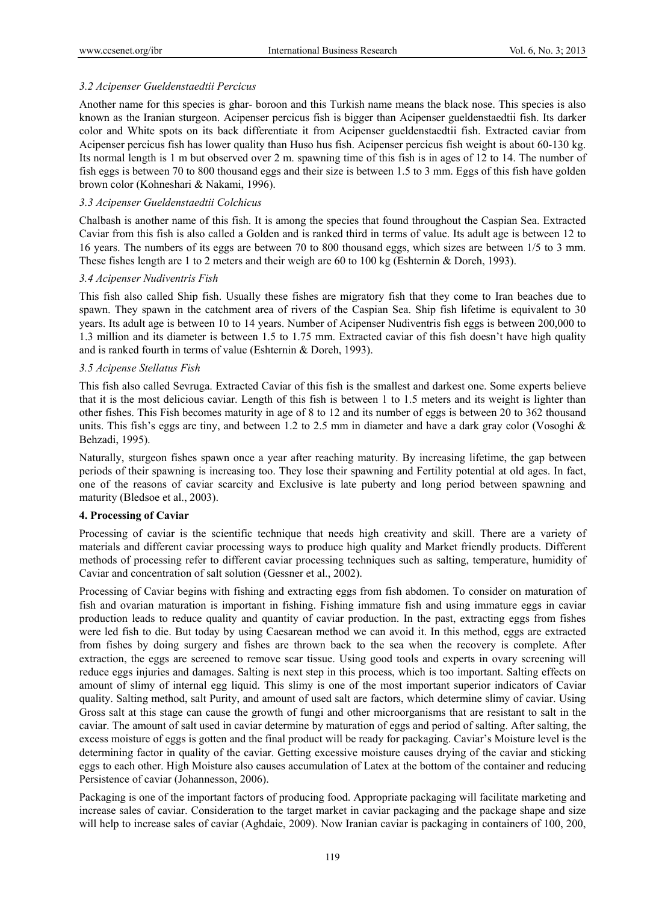### *3.2 Acipenser Gueldenstaedtii Percicus*

Another name for this species is ghar- boroon and this Turkish name means the black nose. This species is also known as the Iranian sturgeon. Acipenser percicus fish is bigger than Acipenser gueldenstaedtii fish. Its darker color and White spots on its back differentiate it from Acipenser gueldenstaedtii fish. Extracted caviar from Acipenser percicus fish has lower quality than Huso hus fish. Acipenser percicus fish weight is about 60-130 kg. Its normal length is 1 m but observed over 2 m. spawning time of this fish is in ages of 12 to 14. The number of fish eggs is between 70 to 800 thousand eggs and their size is between 1.5 to 3 mm. Eggs of this fish have golden brown color (Kohneshari & Nakami, 1996).

### *3.3 Acipenser Gueldenstaedtii Colchicus*

Chalbash is another name of this fish. It is among the species that found throughout the Caspian Sea. Extracted Caviar from this fish is also called a Golden and is ranked third in terms of value. Its adult age is between 12 to 16 years. The numbers of its eggs are between 70 to 800 thousand eggs, which sizes are between 1/5 to 3 mm. These fishes length are 1 to 2 meters and their weigh are 60 to 100 kg (Eshternin & Doreh, 1993).

### *3.4 Acipenser Nudiventris Fish*

This fish also called Ship fish. Usually these fishes are migratory fish that they come to Iran beaches due to spawn. They spawn in the catchment area of rivers of the Caspian Sea. Ship fish lifetime is equivalent to 30 years. Its adult age is between 10 to 14 years. Number of Acipenser Nudiventris fish eggs is between 200,000 to 1.3 million and its diameter is between 1.5 to 1.75 mm. Extracted caviar of this fish doesn't have high quality and is ranked fourth in terms of value (Eshternin & Doreh, 1993).

### *3.5 Acipense Stellatus Fish*

This fish also called Sevruga. Extracted Caviar of this fish is the smallest and darkest one. Some experts believe that it is the most delicious caviar. Length of this fish is between 1 to 1.5 meters and its weight is lighter than other fishes. This Fish becomes maturity in age of 8 to 12 and its number of eggs is between 20 to 362 thousand units. This fish's eggs are tiny, and between 1.2 to 2.5 mm in diameter and have a dark gray color (Vosoghi & Behzadi, 1995).

Naturally, sturgeon fishes spawn once a year after reaching maturity. By increasing lifetime, the gap between periods of their spawning is increasing too. They lose their spawning and Fertility potential at old ages. In fact, one of the reasons of caviar scarcity and Exclusive is late puberty and long period between spawning and maturity (Bledsoe et al., 2003).

## **4. Processing of Caviar**

Processing of caviar is the scientific technique that needs high creativity and skill. There are a variety of materials and different caviar processing ways to produce high quality and Market friendly products. Different methods of processing refer to different caviar processing techniques such as salting, temperature, humidity of Caviar and concentration of salt solution (Gessner et al., 2002).

Processing of Caviar begins with fishing and extracting eggs from fish abdomen. To consider on maturation of fish and ovarian maturation is important in fishing. Fishing immature fish and using immature eggs in caviar production leads to reduce quality and quantity of caviar production. In the past, extracting eggs from fishes were led fish to die. But today by using Caesarean method we can avoid it. In this method, eggs are extracted from fishes by doing surgery and fishes are thrown back to the sea when the recovery is complete. After extraction, the eggs are screened to remove scar tissue. Using good tools and experts in ovary screening will reduce eggs injuries and damages. Salting is next step in this process, which is too important. Salting effects on amount of slimy of internal egg liquid. This slimy is one of the most important superior indicators of Caviar quality. Salting method, salt Purity, and amount of used salt are factors, which determine slimy of caviar. Using Gross salt at this stage can cause the growth of fungi and other microorganisms that are resistant to salt in the caviar. The amount of salt used in caviar determine by maturation of eggs and period of salting. After salting, the excess moisture of eggs is gotten and the final product will be ready for packaging. Caviar's Moisture level is the determining factor in quality of the caviar. Getting excessive moisture causes drying of the caviar and sticking eggs to each other. High Moisture also causes accumulation of Latex at the bottom of the container and reducing Persistence of caviar (Johannesson, 2006).

Packaging is one of the important factors of producing food. Appropriate packaging will facilitate marketing and increase sales of caviar. Consideration to the target market in caviar packaging and the package shape and size will help to increase sales of caviar (Aghdaie, 2009). Now Iranian caviar is packaging in containers of 100, 200,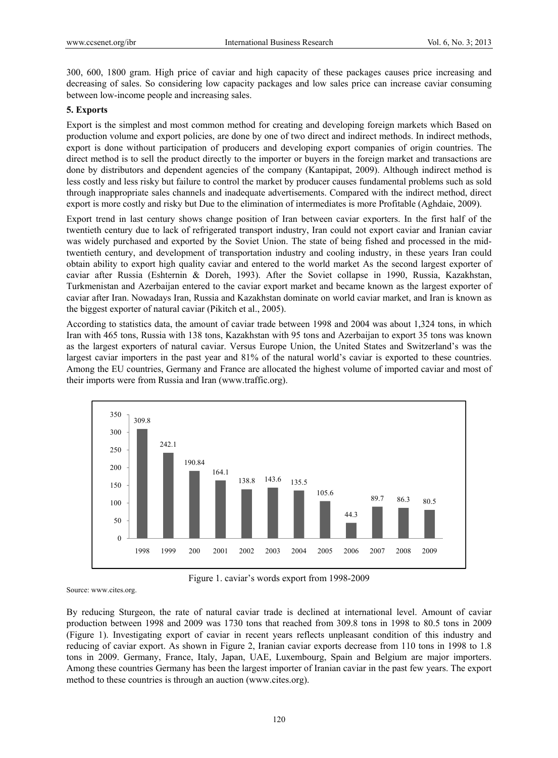300, 600, 1800 gram. High price of caviar and high capacity of these packages causes price increasing and decreasing of sales. So considering low capacity packages and low sales price can increase caviar consuming between low-income people and increasing sales.

### 5. Exports

Export is the simplest and most common method for creating and developing foreign markets which Based on production volume and export policies, are done by one of two direct and indirect methods. In indirect methods, export is done without participation of producers and developing export companies of origin countries. The direct method is to sell the product directly to the importer or buyers in the foreign market and transactions are done by distributors and dependent agencies of the company (Kantapipat, 2009). Although indirect method is less costly and less risky but failure to control the market by producer causes fundamental problems such as sold through inappropriate sales channels and inadequate advertisements. Compared with the indirect method, direct export is more costly and risky but Due to the elimination of intermediates is more Profitable (Aghdaie, 2009).

Export trend in last century shows change position of Iran between caviar exporters. In the first half of the twentieth century due to lack of refrigerated transport industry, Iran could not export caviar and Iranian caviar was widely purchased and exported by the Soviet Union. The state of being fished and processed in the mid-twentieth century, and development of transportation industry and cooling industry, in these years Iran could obtain ability to export high quality caviar and entered to the world market As the second largest exporter of caviar after Russia (Eshternin & Doreh, 1993). After the Soviet collapse in 1990, Russia, Kazakhstan, Turkmenistan and Azerbaijan entered to the caviar export market and became known as the largest exporter of caviar after Iran. Nowadays Iran, Russia and Kazakhstan dominate on world caviar market, and Iran is known as the biggest exporter of natural caviar (Pikitch et al., 2005).

According to statistics data, the amount of caviar trade between 1998 and 2004 was about 1,324 tons, in which Iran with 465 tons, Russia with 138 tons, Kazakhstan with 95 tons and Azerbaijan to export 35 tons was known as the largest exporters of natural caviar. Versus Europe Union, the United States and Switzerland's was the largest caviar importers in the past year and 81% of the natural world's caviar is exported to these countries. Among the EU countries, Germany and France are allocated the highest volume of imported caviar and most of their imports were from Russia and Iran (www.traffic.org).

| 1998 | 1999 | 200 | 2001 | 2002 | 2003 | 2004 | 2005 | 2006 | 2007 | 2008 | 2009 |
|---|---|---|---|---|---|---|---|---|---|---|---|
| 309.8 | 242.1 | 190.84 | 164.1 | 138.8 | 143.6 | 135.5 | 105.6 | 44.3 | 89.7 | 86.3 | 80.5 |

Figure 1. caviar's words export from 1998-2009

Source: www.cites.org.

By reducing Sturgeon, the rate of natural caviar trade is declined at international level. Amount of caviar production between 1998 and 2009 was 1730 tons that reached from 309.8 tons in 1998 to 80.5 tons in 2009 (Figure 1). Investigating export of caviar in recent years reflects unpleasant condition of this industry and reducing of caviar export. As shown in Figure 2, Iranian caviar exports decrease from 110 tons in 1998 to 1.8 tons in 2009. Germany, France, Italy, Japan, UAE, Luxembourg, Spain and Belgium are major importers. Among these countries Germany has been the largest importer of Iranian caviar in the past few years. The export method to these countries is through an auction (www.cites.org).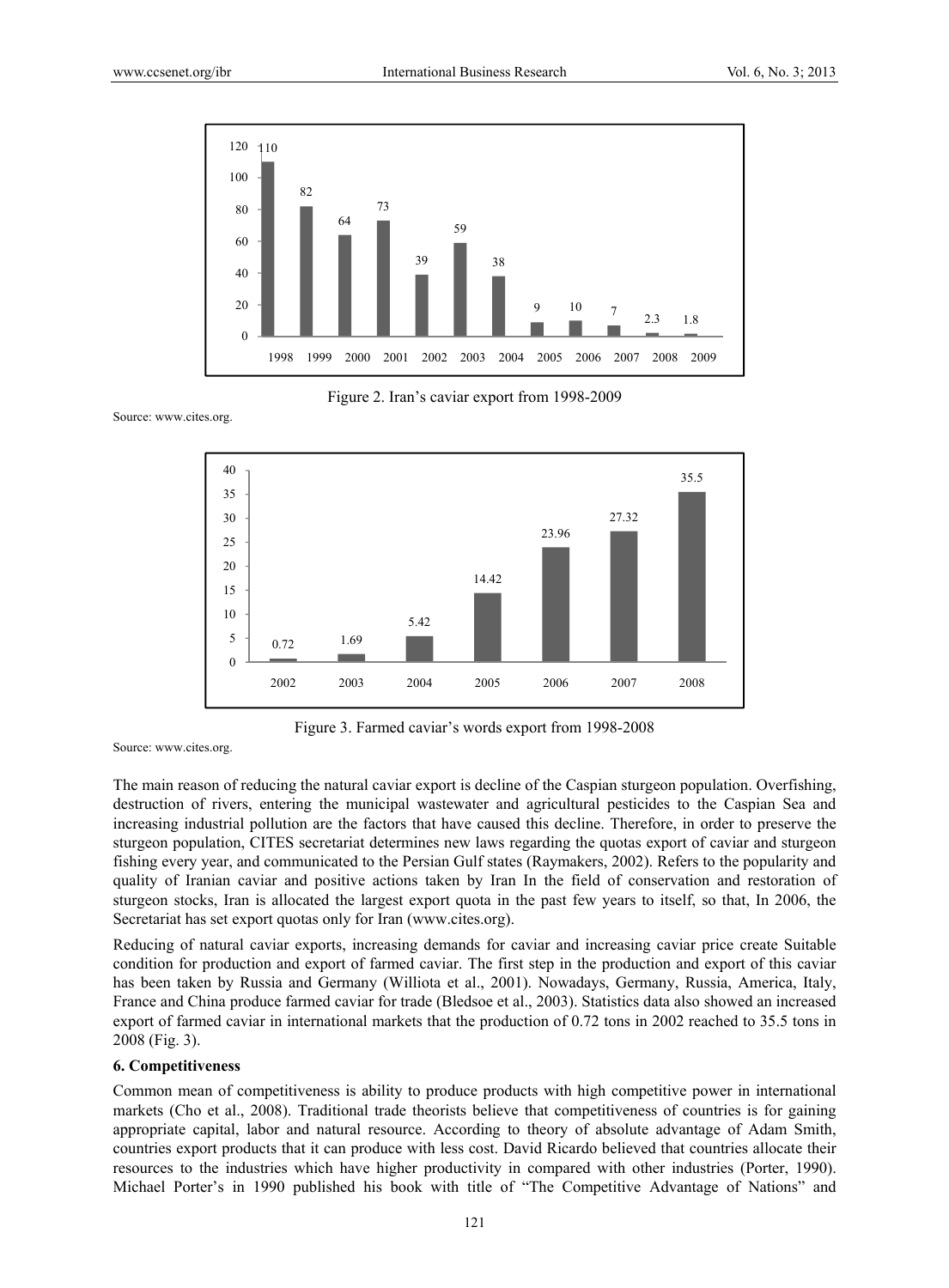Figure 2. Iran's caviar export from 1998-2009

Source: www.cites.org.

Figure 3. Farmed caviar's words export from 1998-2008

Source: www.cites.org.

The main reason of reducing the natural caviar export is decline of the Caspian sturgeon population. Overfishing, destruction of rivers, entering the municipal wastewater and agricultural pesticides to the Caspian Sea and increasing industrial pollution are the factors that have caused this decline. Therefore, in order to preserve the sturgeon population, CITES secretariat determines new laws regarding the quotas export of caviar and sturgeon fishing every year, and communicated to the Persian Gulf states (Raymakers, 2002). Refers to the popularity and quality of Iranian caviar and positive actions taken by Iran In the field of conservation and restoration of sturgeon stocks, Iran is allocated the largest export quota in the past few years to itself, so that, In 2006, the Secretariat has set export quotas only for Iran (www.cites.org).

Reducing of natural caviar exports, increasing demands for caviar and increasing caviar price create Suitable condition for production and export of farmed caviar. The first step in the production and export of this caviar has been taken by Russia and Germany (Williota et al., 2001). Nowadays, Germany, Russia, America, Italy, France and China produce farmed caviar for trade (Bledsoe et al., 2003). Statistics data also showed an increased export of farmed caviar in international markets that the production of 0.72 tons in 2002 reached to 35.5 tons in 2008 (Fig. 3).

## 6. Competitiveness

Common mean of competitiveness is ability to produce products with high competitive power in international markets (Cho et al., 2008). Traditional trade theorists believe that competitiveness of countries is for gaining appropriate capital, labor and natural resource. According to theory of absolute advantage of Adam Smith, countries export products that it can produce with less cost. David Ricardo believed that countries allocate their resources to the industries which have higher productivity in compared with other industries (Porter, 1990). Michael Porter's in 1990 published his book with title of "The Competitive Advantage of Nations" and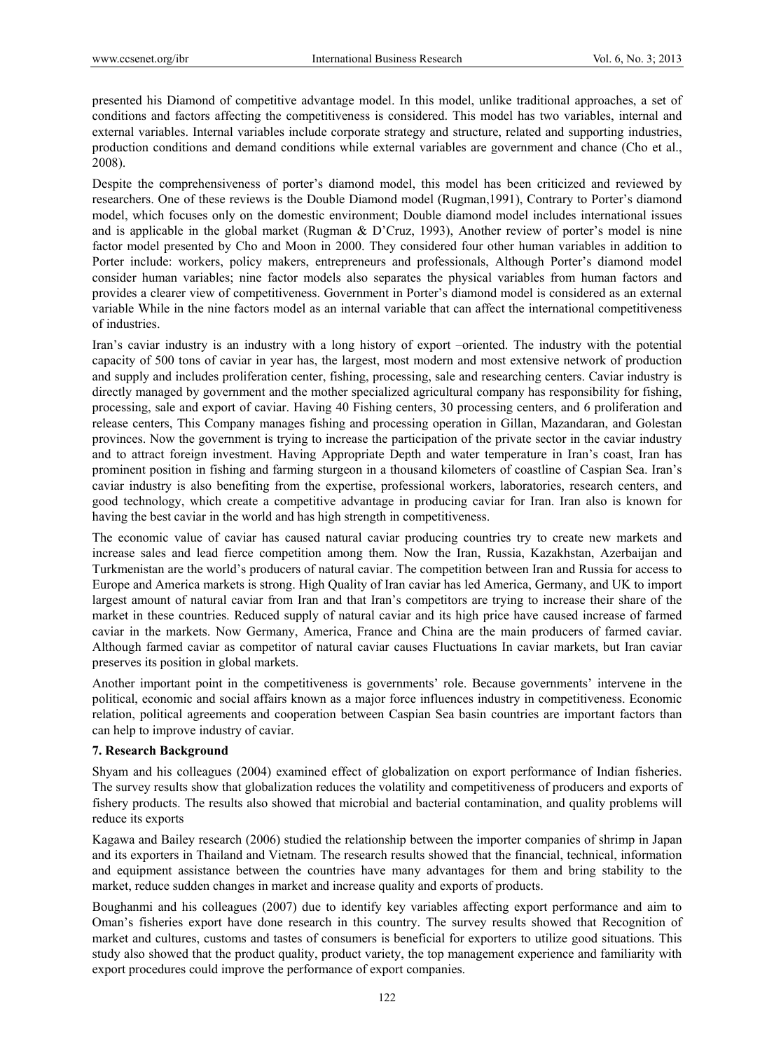presented his Diamond of competitive advantage model. In this model, unlike traditional approaches, a set of conditions and factors affecting the competitiveness is considered. This model has two variables, internal and external variables. Internal variables include corporate strategy and structure, related and supporting industries, production conditions and demand conditions while external variables are government and chance (Cho et al., 2008).

Despite the comprehensiveness of porter's diamond model, this model has been criticized and reviewed by researchers. One of these reviews is the Double Diamond model (Rugman,1991), Contrary to Porter's diamond model, which focuses only on the domestic environment; Double diamond model includes international issues and is applicable in the global market (Rugman & D'Cruz, 1993), Another review of porter's model is nine factor model presented by Cho and Moon in 2000. They considered four other human variables in addition to Porter include: workers, policy makers, entrepreneurs and professionals, Although Porter's diamond model consider human variables; nine factor models also separates the physical variables from human factors and provides a clearer view of competitiveness. Government in Porter's diamond model is considered as an external variable While in the nine factors model as an internal variable that can affect the international competitiveness of industries.

Iran's caviar industry is an industry with a long history of export –oriented. The industry with the potential capacity of 500 tons of caviar in year has, the largest, most modern and most extensive network of production and supply and includes proliferation center, fishing, processing, sale and researching centers. Caviar industry is directly managed by government and the mother specialized agricultural company has responsibility for fishing, processing, sale and export of caviar. Having 40 Fishing centers, 30 processing centers, and 6 proliferation and release centers, This Company manages fishing and processing operation in Gillan, Mazandaran, and Golestan provinces. Now the government is trying to increase the participation of the private sector in the caviar industry and to attract foreign investment. Having Appropriate Depth and water temperature in Iran's coast, Iran has prominent position in fishing and farming sturgeon in a thousand kilometers of coastline of Caspian Sea. Iran's caviar industry is also benefiting from the expertise, professional workers, laboratories, research centers, and good technology, which create a competitive advantage in producing caviar for Iran. Iran also is known for having the best caviar in the world and has high strength in competitiveness.

The economic value of caviar has caused natural caviar producing countries try to create new markets and increase sales and lead fierce competition among them. Now the Iran, Russia, Kazakhstan, Azerbaijan and Turkmenistan are the world's producers of natural caviar. The competition between Iran and Russia for access to Europe and America markets is strong. High Quality of Iran caviar has led America, Germany, and UK to import largest amount of natural caviar from Iran and that Iran's competitors are trying to increase their share of the market in these countries. Reduced supply of natural caviar and its high price have caused increase of farmed caviar in the markets. Now Germany, America, France and China are the main producers of farmed caviar. Although farmed caviar as competitor of natural caviar causes Fluctuations In caviar markets, but Iran caviar preserves its position in global markets.

Another important point in the competitiveness is governments' role. Because governments' intervene in the political, economic and social affairs known as a major force influences industry in competitiveness. Economic relation, political agreements and cooperation between Caspian Sea basin countries are important factors than can help to improve industry of caviar.

## 7. Research Background

Shyam and his colleagues (2004) examined effect of globalization on export performance of Indian fisheries. The survey results show that globalization reduces the volatility and competitiveness of producers and exports of fishery products. The results also showed that microbial and bacterial contamination, and quality problems will reduce its exports

Kagawa and Bailey research (2006) studied the relationship between the importer companies of shrimp in Japan and its exporters in Thailand and Vietnam. The research results showed that the financial, technical, information and equipment assistance between the countries have many advantages for them and bring stability to the market, reduce sudden changes in market and increase quality and exports of products.

Boughanmi and his colleagues (2007) due to identify key variables affecting export performance and aim to Oman's fisheries export have done research in this country. The survey results showed that Recognition of market and cultures, customs and tastes of consumers is beneficial for exporters to utilize good situations. This study also showed that the product quality, product variety, the top management experience and familiarity with export procedures could improve the performance of export companies.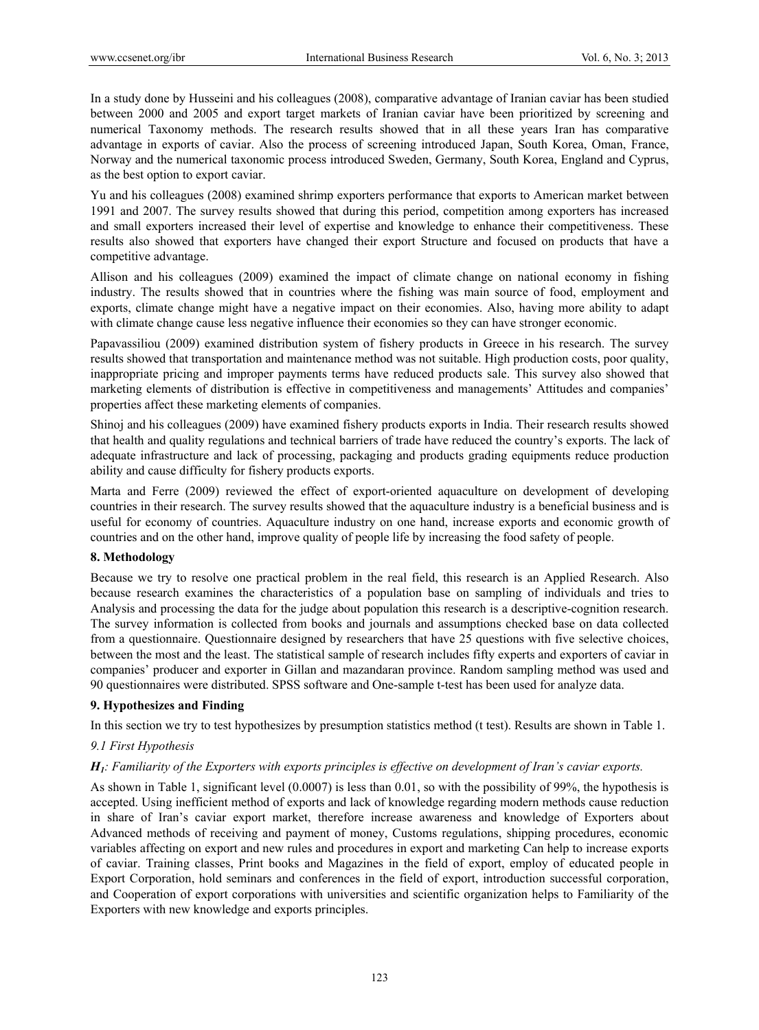In a study done by Husseini and his colleagues (2008), comparative advantage of Iranian caviar has been studied between 2000 and 2005 and export target markets of Iranian caviar have been prioritized by screening and numerical Taxonomy methods. The research results showed that in all these years Iran has comparative advantage in exports of caviar. Also the process of screening introduced Japan, South Korea, Oman, France, Norway and the numerical taxonomic process introduced Sweden, Germany, South Korea, England and Cyprus, as the best option to export caviar.

Yu and his colleagues (2008) examined shrimp exporters performance that exports to American market between 1991 and 2007. The survey results showed that during this period, competition among exporters has increased and small exporters increased their level of expertise and knowledge to enhance their competitiveness. These results also showed that exporters have changed their export Structure and focused on products that have a competitive advantage.

Allison and his colleagues (2009) examined the impact of climate change on national economy in fishing industry. The results showed that in countries where the fishing was main source of food, employment and exports, climate change might have a negative impact on their economies. Also, having more ability to adapt with climate change cause less negative influence their economies so they can have stronger economic.

Papavassiliou (2009) examined distribution system of fishery products in Greece in his research. The survey results showed that transportation and maintenance method was not suitable. High production costs, poor quality, inappropriate pricing and improper payments terms have reduced products sale. This survey also showed that marketing elements of distribution is effective in competitiveness and managements' Attitudes and companies' properties affect these marketing elements of companies.

Shinoj and his colleagues (2009) have examined fishery products exports in India. Their research results showed that health and quality regulations and technical barriers of trade have reduced the country's exports. The lack of adequate infrastructure and lack of processing, packaging and products grading equipments reduce production ability and cause difficulty for fishery products exports.

Marta and Ferre (2009) reviewed the effect of export-oriented aquaculture on development of developing countries in their research. The survey results showed that the aquaculture industry is a beneficial business and is useful for economy of countries. Aquaculture industry on one hand, increase exports and economic growth of countries and on the other hand, improve quality of people life by increasing the food safety of people.

## 8. Methodology

Because we try to resolve one practical problem in the real field, this research is an Applied Research. Also because research examines the characteristics of a population base on sampling of individuals and tries to Analysis and processing the data for the judge about population this research is a descriptive-cognition research. The survey information is collected from books and journals and assumptions checked base on data collected from a questionnaire. Questionnaire designed by researchers that have 25 questions with five selective choices, between the most and the least. The statistical sample of research includes fifty experts and exporters of caviar in companies' producer and exporter in Gillan and mazandaran province. Random sampling method was used and 90 questionnaires were distributed. SPSS software and One-sample t-test has been used for analyze data.

## 9. Hypothesizes and Finding

In this section we try to test hypothesizes by presumption statistics method (t test). Results are shown in Table 1.

### *9.1 First Hypothesis*

***$H_1$**: Familiarity of the Exporters with exports principles is effective on development of Iran's caviar exports.*

As shown in Table 1, significant level (0.0007) is less than 0.01, so with the possibility of 99%, the hypothesis is accepted. Using inefficient method of exports and lack of knowledge regarding modern methods cause reduction in share of Iran's caviar export market, therefore increase awareness and knowledge of Exporters about Advanced methods of receiving and payment of money, Customs regulations, shipping procedures, economic variables affecting on export and new rules and procedures in export and marketing Can help to increase exports of caviar. Training classes, Print books and Magazines in the field of export, employ of educated people in Export Corporation, hold seminars and conferences in the field of export, introduction successful corporation, and Cooperation of export corporations with universities and scientific organization helps to Familiarity of the Exporters with new knowledge and exports principles.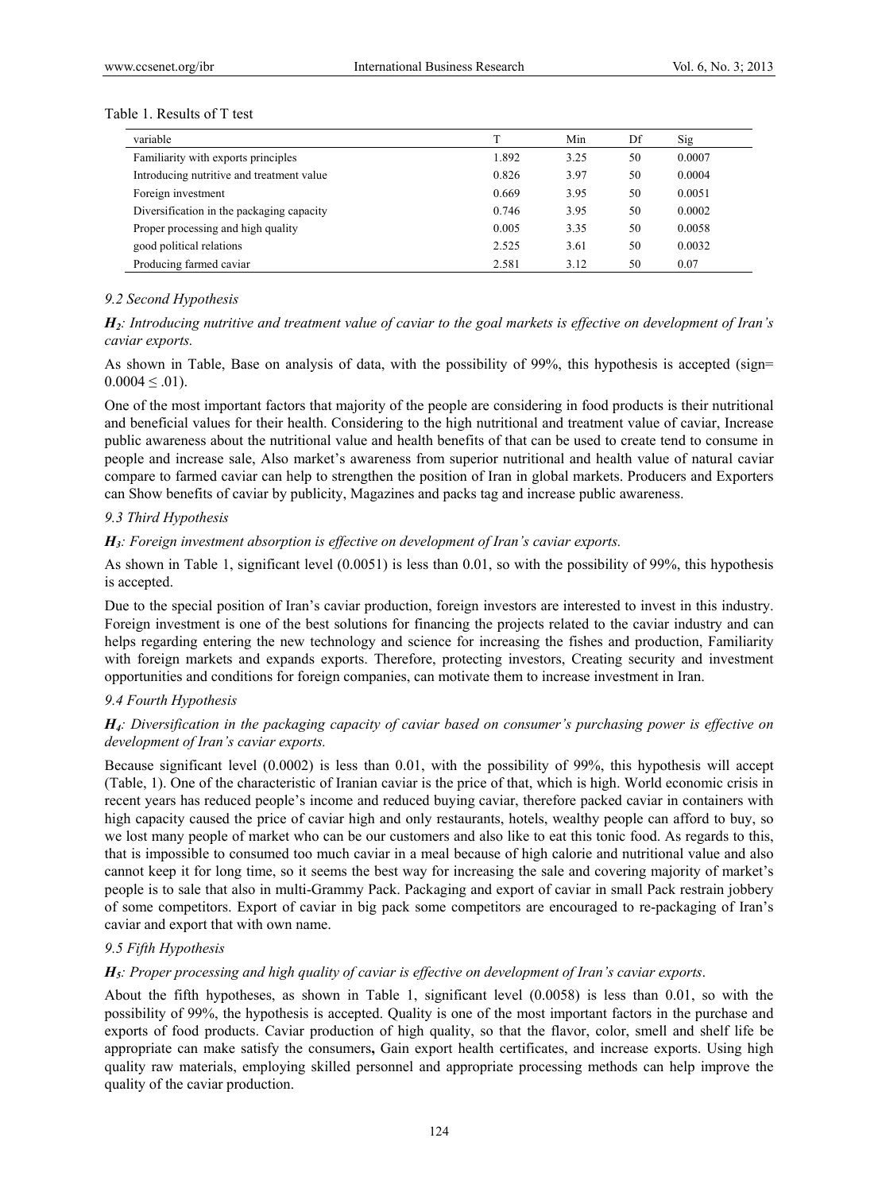Table 1. Results of T test

| variable | T | Min | Df | Sig |
|---|---|---|---|---|
| Familiarity with exports principles | 1.892 | 3.25 | 50 | 0.0007 |
| Introducing nutritive and treatment value | 0.826 | 3.97 | 50 | 0.0004 |
| Foreign investment | 0.669 | 3.95 | 50 | 0.0051 |
| Diversification in the packaging capacity | 0.746 | 3.95 | 50 | 0.0002 |
| Proper processing and high quality | 0.005 | 3.35 | 50 | 0.0058 |
| good political relations | 2.525 | 3.61 | 50 | 0.0032 |
| Producing farmed caviar | 2.581 | 3.12 | 50 | 0.07 |

### *9.2 Second Hypothesis*

***$H_2$**: Introducing nutritive and treatment value of caviar to the goal markets is effective on development of Iran's caviar exports.*

As shown in Table, Base on analysis of data, with the possibility of 99%, this hypothesis is accepted (sign= $0.0004 \leq .01$).

One of the most important factors that majority of the people are considering in food products is their nutritional and beneficial values for their health. Considering to the high nutritional and treatment value of caviar, Increase public awareness about the nutritional value and health benefits of that can be used to create tend to consume in people and increase sale, Also market's awareness from superior nutritional and health value of natural caviar compare to farmed caviar can help to strengthen the position of Iran in global markets. Producers and Exporters can Show benefits of caviar by publicity, Magazines and packs tag and increase public awareness.

### *9.3 Third Hypothesis*

***$H_3$**: Foreign investment absorption is effective on development of Iran's caviar exports.*

As shown in Table 1, significant level (0.0051) is less than 0.01, so with the possibility of 99%, this hypothesis is accepted.

Due to the special position of Iran's caviar production, foreign investors are interested to invest in this industry. Foreign investment is one of the best solutions for financing the projects related to the caviar industry and can helps regarding entering the new technology and science for increasing the fishes and production, Familiarity with foreign markets and expands exports. Therefore, protecting investors, Creating security and investment opportunities and conditions for foreign companies, can motivate them to increase investment in Iran.

### *9.4 Fourth Hypothesis*

***$H_4$**: Diversification in the packaging capacity of caviar based on consumer's purchasing power is effective on development of Iran's caviar exports.*

Because significant level (0.0002) is less than 0.01, with the possibility of 99%, this hypothesis will accept (Table, 1). One of the characteristic of Iranian caviar is the price of that, which is high. World economic crisis in recent years has reduced people's income and reduced buying caviar, therefore packed caviar in containers with high capacity caused the price of caviar high and only restaurants, hotels, wealthy people can afford to buy, so we lost many people of market who can be our customers and also like to eat this tonic food. As regards to this, that is impossible to consumed too much caviar in a meal because of high calorie and nutritional value and also cannot keep it for long time, so it seems the best way for increasing the sale and covering majority of market's people is to sale that also in multi-Grammy Pack. Packaging and export of caviar in small Pack restrain jobbery of some competitors. Export of caviar in big pack some competitors are encouraged to re-packaging of Iran's caviar and export that with own name.

### *9.5 Fifth Hypothesis*

***$H_5$**: Proper processing and high quality of caviar is effective on development of Iran's caviar exports.*

About the fifth hypotheses, as shown in Table 1, significant level (0.0058) is less than 0.01, so with the possibility of 99%, the hypothesis is accepted. Quality is one of the most important factors in the purchase and exports of food products. Caviar production of high quality, so that the flavor, color, smell and shelf life be appropriate can make satisfy the consumers**,** Gain export health certificates, and increase exports. Using high quality raw materials, employing skilled personnel and appropriate processing methods can help improve the quality of the caviar production.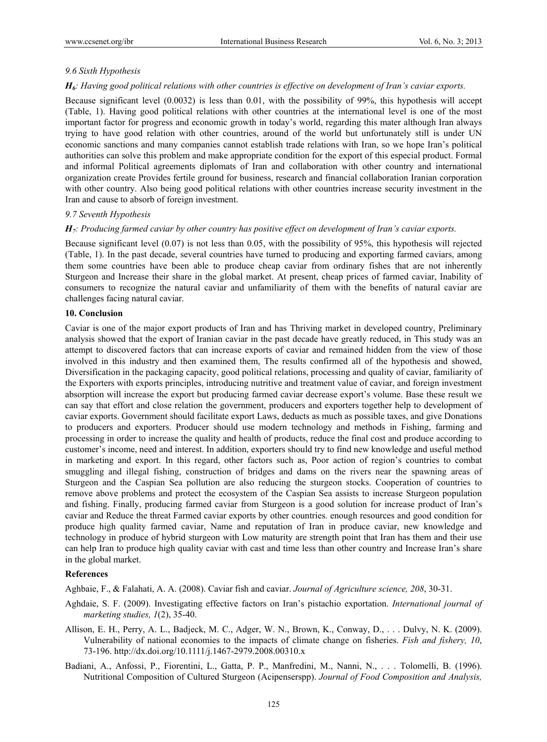### 9.6 Sixth Hypothesis

***H*$_6$*: Having good political relations with other countries is effective on development of Iran's caviar exports.***

Because significant level (0.0032) is less than 0.01, with the possibility of 99%, this hypothesis will accept (Table, 1). Having good political relations with other countries at the international level is one of the most important factor for progress and economic growth in today's world, regarding this mater although Iran always trying to have good relation with other countries, around of the world but unfortunately still is under UN economic sanctions and many companies cannot establish trade relations with Iran, so we hope Iran's political authorities can solve this problem and make appropriate condition for the export of this especial product. Formal and informal Political agreements diplomats of Iran and collaboration with other country and international organization create Provides fertile ground for business, research and financial collaboration Iranian corporation with other country. Also being good political relations with other countries increase security investment in the Iran and cause to absorb of foreign investment.

### 9.7 Seventh Hypothesis

***H*$_7$*: Producing farmed caviar by other country has positive effect on development of Iran's caviar exports.***

Because significant level (0.07) is not less than 0.05, with the possibility of 95%, this hypothesis will rejected (Table, 1). In the past decade, several countries have turned to producing and exporting farmed caviars, among them some countries have been able to produce cheap caviar from ordinary fishes that are not inherently Sturgeon and Increase their share in the global market. At present, cheap prices of farmed caviar, Inability of consumers to recognize the natural caviar and unfamiliarity of them with the benefits of natural caviar are challenges facing natural caviar.

## 10. Conclusion

Caviar is one of the major export products of Iran and has Thriving market in developed country, Preliminary analysis showed that the export of Iranian caviar in the past decade have greatly reduced, in This study was an attempt to discovered factors that can increase exports of caviar and remained hidden from the view of those involved in this industry and then examined them, The results confirmed all of the hypothesis and showed, Diversification in the packaging capacity, good political relations, processing and quality of caviar, familiarity of the Exporters with exports principles, introducing nutritive and treatment value of caviar, and foreign investment absorption will increase the export but producing farmed caviar decrease export's volume. Base these result we can say that effort and close relation the government, producers and exporters together help to development of caviar exports. Government should facilitate export Laws, deducts as much as possible taxes, and give Donations to producers and exporters. Producer should use modern technology and methods in Fishing, farming and processing in order to increase the quality and health of products, reduce the final cost and produce according to customer's income, need and interest. In addition, exporters should try to find new knowledge and useful method in marketing and export. In this regard, other factors such as, Poor action of region's countries to combat smuggling and illegal fishing, construction of bridges and dams on the rivers near the spawning areas of Sturgeon and the Caspian Sea pollution are also reducing the sturgeon stocks. Cooperation of countries to remove above problems and protect the ecosystem of the Caspian Sea assists to increase Sturgeon population and fishing. Finally, producing farmed caviar from Sturgeon is a good solution for increase product of Iran's caviar and Reduce the threat Farmed caviar exports by other countries. enough resources and good condition for produce high quality farmed caviar, Name and reputation of Iran in produce caviar, new knowledge and technology in produce of hybrid sturgeon with Low maturity are strength point that Iran has them and their use can help Iran to produce high quality caviar with cast and time less than other country and Increase Iran's share in the global market.

## References

Aghbaie, F., & Falahati, A. A. (2008). Caviar fish and caviar. *Journal of Agriculture science, 208*, 30-31.

Aghdaie, S. F. (2009). Investigating effective factors on Iran's pistachio exportation. *International journal of marketing studies, 1*(2), 35-40.

Allison, E. H., Perry, A. L., Badjeck, M. C., Adger, W. N., Brown, K., Conway, D., . . . Dulvy, N. K. (2009). Vulnerability of national economies to the impacts of climate change on fisheries. *Fish and fishery, 10*, 73-196. http://dx.doi.org/10.1111/j.1467-2979.2008.00310.x

Badiani, A., Anfossi, P., Fiorentini, L., Gatta, P. P., Manfredini, M., Nanni, N., . . . Tolomelli, B. (1996). Nutritional Composition of Cultured Sturgeon (Acipenserspp). *Journal of Food Composition and Analysis,*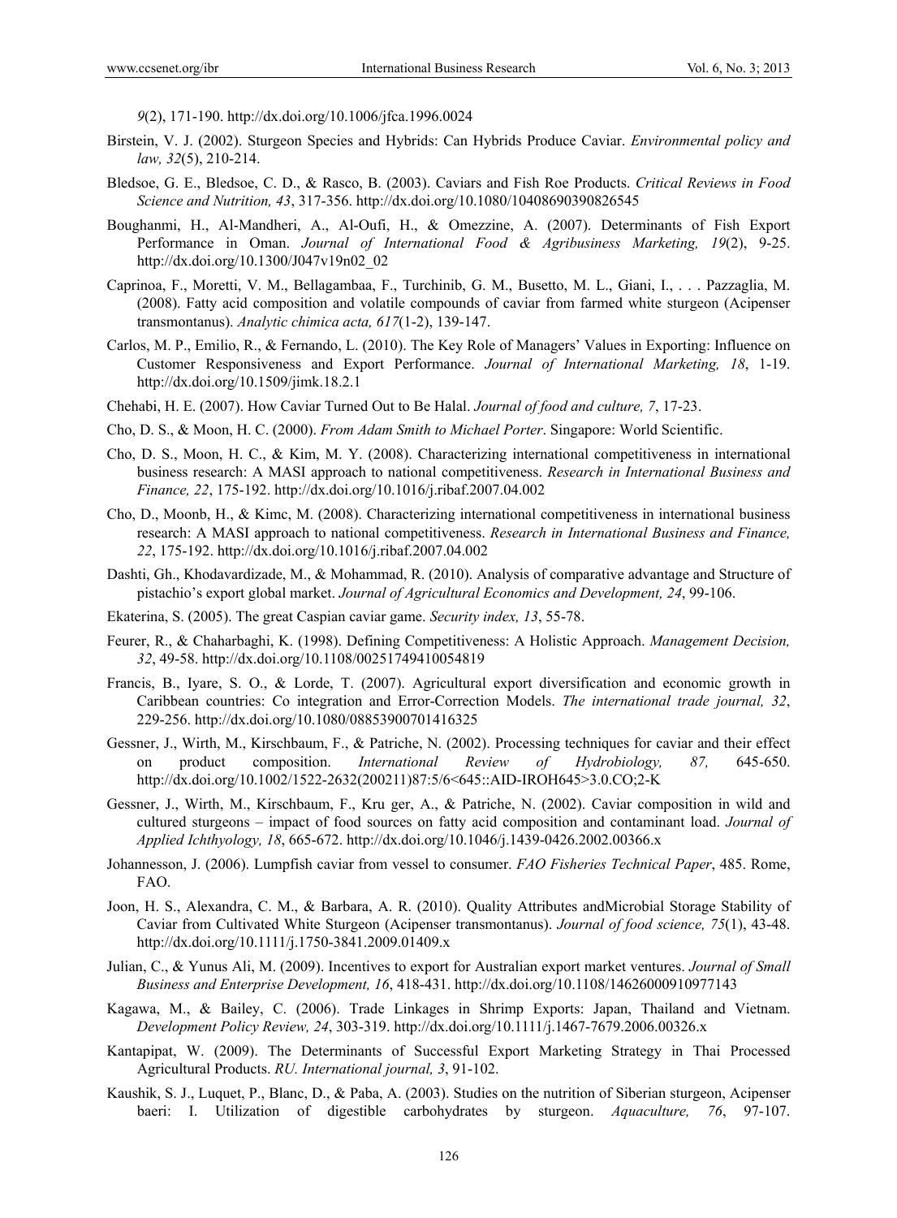*9*(2), 171-190. http://dx.doi.org/10.1006/jfca.1996.0024

Birstein, V. J. (2002). Sturgeon Species and Hybrids: Can Hybrids Produce Caviar. *Environmental policy and law, 32*(5), 210-214.

Bledsoe, G. E., Bledsoe, C. D., & Rasco, B. (2003). Caviars and Fish Roe Products. *Critical Reviews in Food Science and Nutrition, 43*, 317-356. http://dx.doi.org/10.1080/10408690390826545

Boughanmi, H., Al-Mandheri, A., Al-Oufi, H., & Omezzine, A. (2007). Determinants of Fish Export Performance in Oman. *Journal of International Food & Agribusiness Marketing, 19*(2), 9-25. http://dx.doi.org/10.1300/J047v19n02_02

Caprinoa, F., Moretti, V. M., Bellagambaa, F., Turchinib, G. M., Busetto, M. L., Giani, I., . . . Pazzaglia, M. (2008). Fatty acid composition and volatile compounds of caviar from farmed white sturgeon (Acipenser transmontanus). *Analytic chimica acta, 617*(1-2), 139-147.

Carlos, M. P., Emilio, R., & Fernando, L. (2010). The Key Role of Managers' Values in Exporting: Influence on Customer Responsiveness and Export Performance. *Journal of International Marketing, 18*, 1-19. http://dx.doi.org/10.1509/jimk.18.2.1

Chehabi, H. E. (2007). How Caviar Turned Out to Be Halal. *Journal of food and culture, 7*, 17-23.

Cho, D. S., & Moon, H. C. (2000). *From Adam Smith to Michael Porter*. Singapore: World Scientific.

Cho, D. S., Moon, H. C., & Kim, M. Y. (2008). Characterizing international competitiveness in international business research: A MASI approach to national competitiveness. *Research in International Business and Finance, 22*, 175-192. http://dx.doi.org/10.1016/j.ribaf.2007.04.002

Cho, D., Moonb, H., & Kimc, M. (2008). Characterizing international competitiveness in international business research: A MASI approach to national competitiveness. *Research in International Business and Finance, 22*, 175-192. http://dx.doi.org/10.1016/j.ribaf.2007.04.002

Dashti, Gh., Khodavardizade, M., & Mohammad, R. (2010). Analysis of comparative advantage and Structure of pistachio's export global market. *Journal of Agricultural Economics and Development, 24*, 99-106.

Ekaterina, S. (2005). The great Caspian caviar game. *Security index, 13*, 55-78.

Feurer, R., & Chaharbaghi, K. (1998). Defining Competitiveness: A Holistic Approach. *Management Decision, 32*, 49-58. http://dx.doi.org/10.1108/00251749410054819

Francis, B., Iyare, S. O., & Lorde, T. (2007). Agricultural export diversification and economic growth in Caribbean countries: Co integration and Error-Correction Models. *The international trade journal, 32*, 229-256. http://dx.doi.org/10.1080/08853900701416325

Gessner, J., Wirth, M., Kirschbaum, F., & Patriche, N. (2002). Processing techniques for caviar and their effect on product composition. *International Review of Hydrobiology, 87,* 645-650. http://dx.doi.org/10.1002/1522-2632(200211)87:5/6<645::AID-IROH645>3.0.CO;2-K

Gessner, J., Wirth, M., Kirschbaum, F., Kru ger, A., & Patriche, N. (2002). Caviar composition in wild and cultured sturgeons – impact of food sources on fatty acid composition and contaminant load. *Journal of Applied Ichthyology, 18*, 665-672. http://dx.doi.org/10.1046/j.1439-0426.2002.00366.x

Johannesson, J. (2006). Lumpfish caviar from vessel to consumer. *FAO Fisheries Technical Paper*, 485. Rome, FAO.

Joon, H. S., Alexandra, C. M., & Barbara, A. R. (2010). Quality Attributes andMicrobial Storage Stability of Caviar from Cultivated White Sturgeon (Acipenser transmontanus). *Journal of food science, 75*(1), 43-48. http://dx.doi.org/10.1111/j.1750-3841.2009.01409.x

Julian, C., & Yunus Ali, M. (2009). Incentives to export for Australian export market ventures. *Journal of Small Business and Enterprise Development, 16*, 418-431. http://dx.doi.org/10.1108/14626000910977143

Kagawa, M., & Bailey, C. (2006). Trade Linkages in Shrimp Exports: Japan, Thailand and Vietnam. *Development Policy Review, 24*, 303-319. http://dx.doi.org/10.1111/j.1467-7679.2006.00326.x

Kantapipat, W. (2009). The Determinants of Successful Export Marketing Strategy in Thai Processed Agricultural Products. *RU. International journal, 3*, 91-102.

Kaushik, S. J., Luquet, P., Blanc, D., & Paba, A. (2003). Studies on the nutrition of Siberian sturgeon, Acipenser baeri: I. Utilization of digestible carbohydrates by sturgeon. *Aquaculture, 76*, 97-107.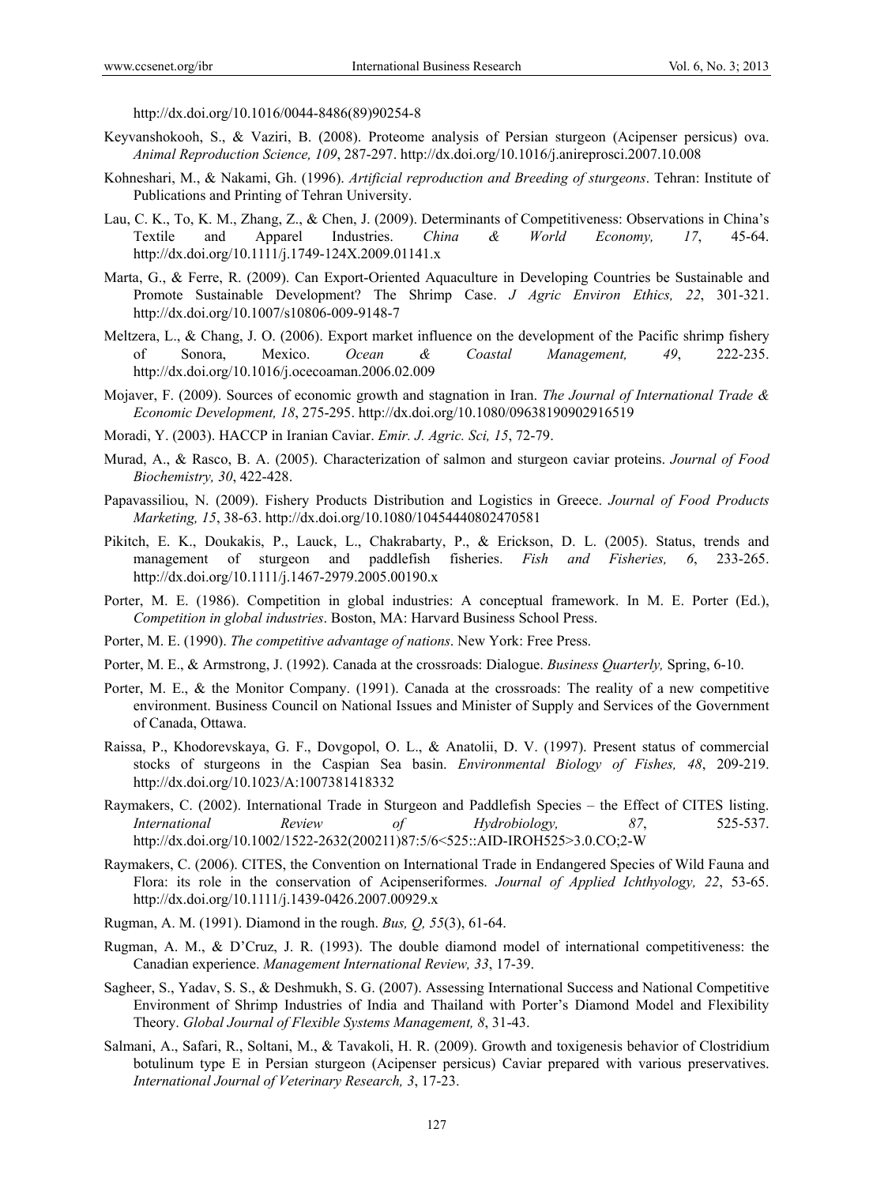http://dx.doi.org/10.1016/0044-8486(89)90254-8

Keyvanshokooh, S., & Vaziri, B. (2008). Proteome analysis of Persian sturgeon (Acipenser persicus) ova. *Animal Reproduction Science, 109*, 287-297. http://dx.doi.org/10.1016/j.anireprosci.2007.10.008

Kohneshari, M., & Nakami, Gh. (1996). *Artificial reproduction and Breeding of sturgeons*. Tehran: Institute of Publications and Printing of Tehran University.

Lau, C. K., To, K. M., Zhang, Z., & Chen, J. (2009). Determinants of Competitiveness: Observations in China's Textile and Apparel Industries. *China & World Economy, 17*, 45-64. http://dx.doi.org/10.1111/j.1749-124X.2009.01141.x

Marta, G., & Ferre, R. (2009). Can Export-Oriented Aquaculture in Developing Countries be Sustainable and Promote Sustainable Development? The Shrimp Case. *J Agric Environ Ethics, 22*, 301-321. http://dx.doi.org/10.1007/s10806-009-9148-7

Meltzera, L., & Chang, J. O. (2006). Export market influence on the development of the Pacific shrimp fishery of Sonora, Mexico. *Ocean & Coastal Management, 49*, 222-235. http://dx.doi.org/10.1016/j.ocecoaman.2006.02.009

Mojaver, F. (2009). Sources of economic growth and stagnation in Iran. *The Journal of International Trade & Economic Development, 18*, 275-295. http://dx.doi.org/10.1080/09638190902916519

Moradi, Y. (2003). HACCP in Iranian Caviar. *Emir. J. Agric. Sci, 15*, 72-79.

Murad, A., & Rasco, B. A. (2005). Characterization of salmon and sturgeon caviar proteins. *Journal of Food Biochemistry, 30*, 422-428.

Papavassiliou, N. (2009). Fishery Products Distribution and Logistics in Greece. *Journal of Food Products Marketing, 15*, 38-63. http://dx.doi.org/10.1080/10454440802470581

Pikitch, E. K., Doukakis, P., Lauck, L., Chakrabarty, P., & Erickson, D. L. (2005). Status, trends and management of sturgeon and paddlefish fisheries. *Fish and Fisheries, 6*, 233-265. http://dx.doi.org/10.1111/j.1467-2979.2005.00190.x

Porter, M. E. (1986). Competition in global industries: A conceptual framework. In M. E. Porter (Ed.), *Competition in global industries*. Boston, MA: Harvard Business School Press.

Porter, M. E. (1990). *The competitive advantage of nations*. New York: Free Press.

Porter, M. E., & Armstrong, J. (1992). Canada at the crossroads: Dialogue. *Business Quarterly,* Spring, 6-10.

Porter, M. E., & the Monitor Company. (1991). Canada at the crossroads: The reality of a new competitive environment. Business Council on National Issues and Minister of Supply and Services of the Government of Canada, Ottawa.

Raissa, P., Khodorevskaya, G. F., Dovgopol, O. L., & Anatolii, D. V. (1997). Present status of commercial stocks of sturgeons in the Caspian Sea basin. *Environmental Biology of Fishes, 48*, 209-219. http://dx.doi.org/10.1023/A:1007381418332

Raymakers, C. (2002). International Trade in Sturgeon and Paddlefish Species – the Effect of CITES listing. *International Review of Hydrobiology, 87*, 525-537. http://dx.doi.org/10.1002/1522-2632(200211)87:5/6<525::AID-IROH525>3.0.CO;2-W

Raymakers, C. (2006). CITES, the Convention on International Trade in Endangered Species of Wild Fauna and Flora: its role in the conservation of Acipenseriformes. *Journal of Applied Ichthyology, 22*, 53-65. http://dx.doi.org/10.1111/j.1439-0426.2007.00929.x

Rugman, A. M. (1991). Diamond in the rough. *Bus, Q, 55*(3), 61-64.

Rugman, A. M., & D'Cruz, J. R. (1993). The double diamond model of international competitiveness: the Canadian experience. *Management International Review, 33*, 17-39.

Sagheer, S., Yadav, S. S., & Deshmukh, S. G. (2007). Assessing International Success and National Competitive Environment of Shrimp Industries of India and Thailand with Porter's Diamond Model and Flexibility Theory. *Global Journal of Flexible Systems Management, 8*, 31-43.

Salmani, A., Safari, R., Soltani, M., & Tavakoli, H. R. (2009). Growth and toxigenesis behavior of Clostridium botulinum type E in Persian sturgeon (Acipenser persicus) Caviar prepared with various preservatives. *International Journal of Veterinary Research, 3*, 17-23.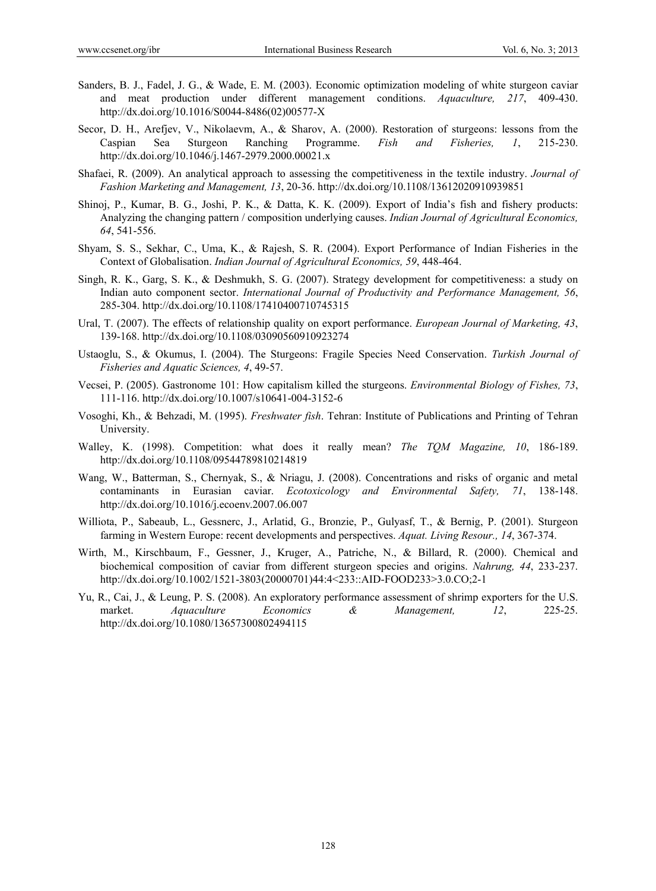Sanders, B. J., Fadel, J. G., & Wade, E. M. (2003). Economic optimization modeling of white sturgeon caviar and meat production under different management conditions. *Aquaculture, 217*, 409-430. http://dx.doi.org/10.1016/S0044-8486(02)00577-X

Secor, D. H., Arefjev, V., Nikolaevm, A., & Sharov, A. (2000). Restoration of sturgeons: lessons from the Caspian Sea Sturgeon Ranching Programme. *Fish and Fisheries, 1*, 215-230. http://dx.doi.org/10.1046/j.1467-2979.2000.00021.x

Shafaei, R. (2009). An analytical approach to assessing the competitiveness in the textile industry. *Journal of Fashion Marketing and Management, 13*, 20-36. http://dx.doi.org/10.1108/13612020910939851

Shinoj, P., Kumar, B. G., Joshi, P. K., & Datta, K. K. (2009). Export of India's fish and fishery products: Analyzing the changing pattern / composition underlying causes. *Indian Journal of Agricultural Economics, 64*, 541-556.

Shyam, S. S., Sekhar, C., Uma, K., & Rajesh, S. R. (2004). Export Performance of Indian Fisheries in the Context of Globalisation. *Indian Journal of Agricultural Economics, 59*, 448-464.

Singh, R. K., Garg, S. K., & Deshmukh, S. G. (2007). Strategy development for competitiveness: a study on Indian auto component sector. *International Journal of Productivity and Performance Management, 56*, 285-304. http://dx.doi.org/10.1108/17410400710745315

Ural, T. (2007). The effects of relationship quality on export performance. *European Journal of Marketing, 43*, 139-168. http://dx.doi.org/10.1108/03090560910923274

Ustaoglu, S., & Okumus, I. (2004). The Sturgeons: Fragile Species Need Conservation. *Turkish Journal of Fisheries and Aquatic Sciences, 4*, 49-57.

Vecsei, P. (2005). Gastronome 101: How capitalism killed the sturgeons. *Environmental Biology of Fishes, 73*, 111-116. http://dx.doi.org/10.1007/s10641-004-3152-6

Vosoghi, Kh., & Behzadi, M. (1995). *Freshwater fish*. Tehran: Institute of Publications and Printing of Tehran University.

Walley, K. (1998). Competition: what does it really mean? *The TQM Magazine, 10*, 186-189. http://dx.doi.org/10.1108/09544789810214819

Wang, W., Batterman, S., Chernyak, S., & Nriagu, J. (2008). Concentrations and risks of organic and metal contaminants in Eurasian caviar. *Ecotoxicology and Environmental Safety, 71*, 138-148. http://dx.doi.org/10.1016/j.ecoenv.2007.06.007

Williota, P., Sabeaub, L., Gessnerc, J., Arlatid, G., Bronzie, P., Gulyasf, T., & Bernig, P. (2001). Sturgeon farming in Western Europe: recent developments and perspectives. *Aquat. Living Resour., 14*, 367-374.

Wirth, M., Kirschbaum, F., Gessner, J., Kruger, A., Patriche, N., & Billard, R. (2000). Chemical and biochemical composition of caviar from different sturgeon species and origins. *Nahrung, 44*, 233-237. http://dx.doi.org/10.1002/1521-3803(20000701)44:4<233::AID-FOOD233>3.0.CO;2-1

Yu, R., Cai, J., & Leung, P. S. (2008). An exploratory performance assessment of shrimp exporters for the U.S. market. *Aquaculture Economics & Management, 12*, 225-25. http://dx.doi.org/10.1080/13657300802494115